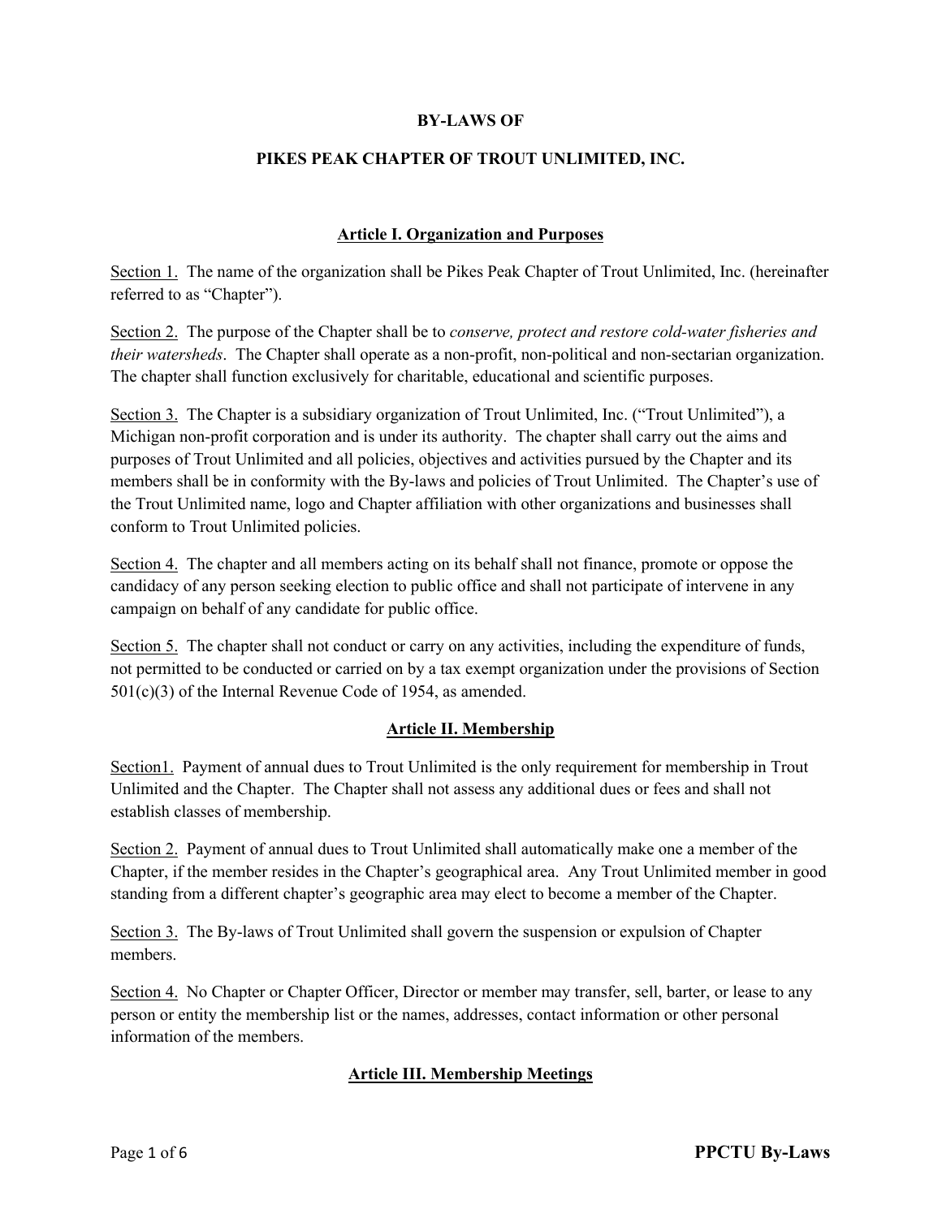**BY-LAWS OF**

**PIKES PEAK CHAPTER OF TROUT UNLIMITED, INC.**

## Article I. Organization and Purposes

Section 1. The name of the organization shall be Pikes Peak Chapter of Trout Unlimited, Inc. (hereinafter referred to as "Chapter").

Section 2. The purpose of the Chapter shall be to *conserve, protect and restore cold-water fisheries and their watersheds*. The Chapter shall operate as a non-profit, non-political and non-sectarian organization. The chapter shall function exclusively for charitable, educational and scientific purposes.

Section 3. The Chapter is a subsidiary organization of Trout Unlimited, Inc. ("Trout Unlimited"), a Michigan non-profit corporation and is under its authority. The chapter shall carry out the aims and purposes of Trout Unlimited and all policies, objectives and activities pursued by the Chapter and its members shall be in conformity with the By-laws and policies of Trout Unlimited. The Chapter's use of the Trout Unlimited name, logo and Chapter affiliation with other organizations and businesses shall conform to Trout Unlimited policies.

Section 4. The chapter and all members acting on its behalf shall not finance, promote or oppose the candidacy of any person seeking election to public office and shall not participate of intervene in any campaign on behalf of any candidate for public office.

Section 5. The chapter shall not conduct or carry on any activities, including the expenditure of funds, not permitted to be conducted or carried on by a tax exempt organization under the provisions of Section 501(c)(3) of the Internal Revenue Code of 1954, as amended.

## Article II. Membership

Section1. Payment of annual dues to Trout Unlimited is the only requirement for membership in Trout Unlimited and the Chapter. The Chapter shall not assess any additional dues or fees and shall not establish classes of membership.

Section 2. Payment of annual dues to Trout Unlimited shall automatically make one a member of the Chapter, if the member resides in the Chapter's geographical area. Any Trout Unlimited member in good standing from a different chapter's geographic area may elect to become a member of the Chapter.

Section 3. The By-laws of Trout Unlimited shall govern the suspension or expulsion of Chapter members.

Section 4. No Chapter or Chapter Officer, Director or member may transfer, sell, barter, or lease to any person or entity the membership list or the names, addresses, contact information or other personal information of the members.

## Article III. Membership Meetings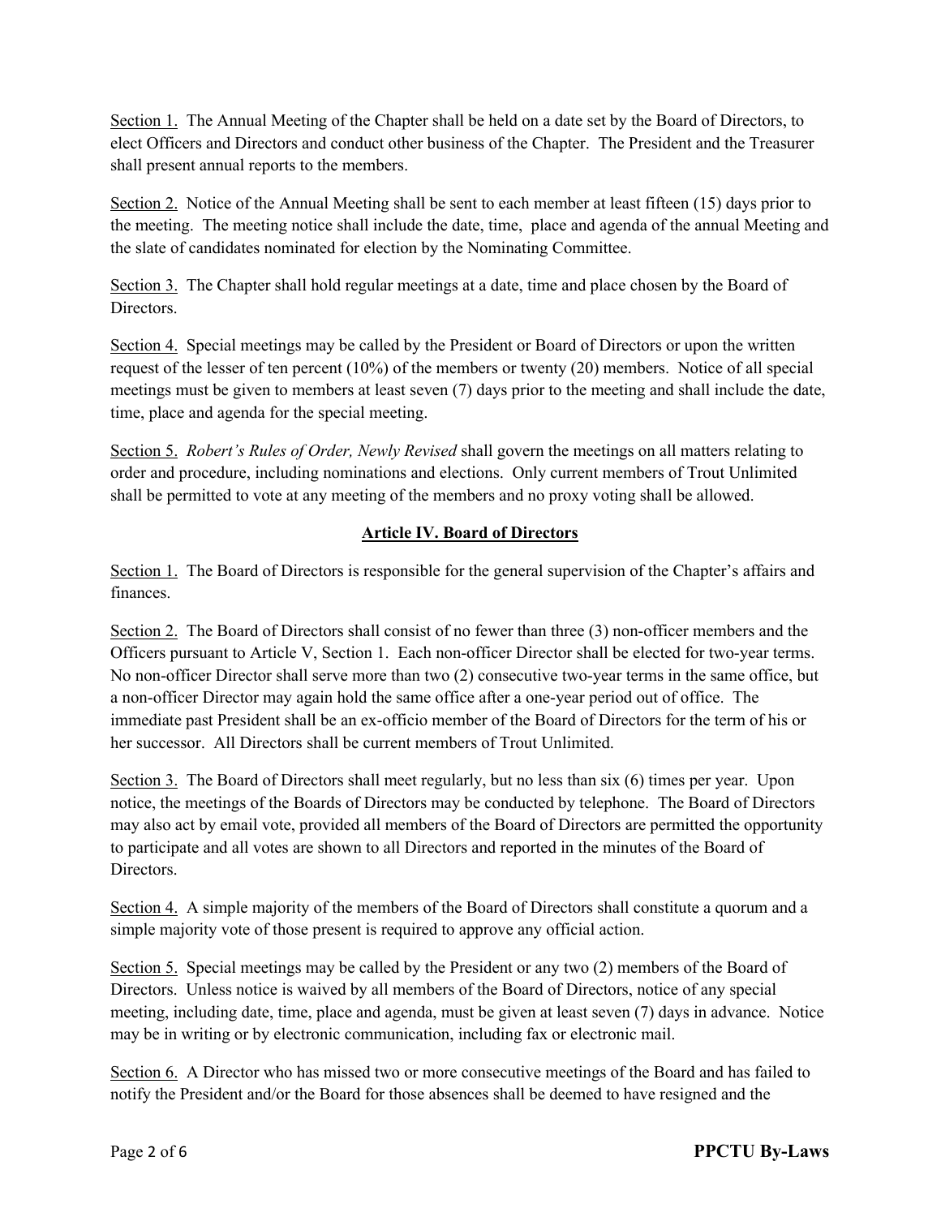Section 1. The Annual Meeting of the Chapter shall be held on a date set by the Board of Directors, to elect Officers and Directors and conduct other business of the Chapter. The President and the Treasurer shall present annual reports to the members.

Section 2. Notice of the Annual Meeting shall be sent to each member at least fifteen (15) days prior to the meeting. The meeting notice shall include the date, time, place and agenda of the annual Meeting and the slate of candidates nominated for election by the Nominating Committee.

Section 3. The Chapter shall hold regular meetings at a date, time and place chosen by the Board of Directors.

Section 4. Special meetings may be called by the President or Board of Directors or upon the written request of the lesser of ten percent (10%) of the members or twenty (20) members. Notice of all special meetings must be given to members at least seven (7) days prior to the meeting and shall include the date, time, place and agenda for the special meeting.

Section 5. *Robert's Rules of Order, Newly Revised* shall govern the meetings on all matters relating to order and procedure, including nominations and elections. Only current members of Trout Unlimited shall be permitted to vote at any meeting of the members and no proxy voting shall be allowed.

## Article IV. Board of Directors

Section 1. The Board of Directors is responsible for the general supervision of the Chapter's affairs and finances.

Section 2. The Board of Directors shall consist of no fewer than three (3) non-officer members and the Officers pursuant to Article V, Section 1. Each non-officer Director shall be elected for two-year terms. No non-officer Director shall serve more than two (2) consecutive two-year terms in the same office, but a non-officer Director may again hold the same office after a one-year period out of office. The immediate past President shall be an ex-officio member of the Board of Directors for the term of his or her successor. All Directors shall be current members of Trout Unlimited.

Section 3. The Board of Directors shall meet regularly, but no less than six (6) times per year. Upon notice, the meetings of the Boards of Directors may be conducted by telephone. The Board of Directors may also act by email vote, provided all members of the Board of Directors are permitted the opportunity to participate and all votes are shown to all Directors and reported in the minutes of the Board of Directors.

Section 4. A simple majority of the members of the Board of Directors shall constitute a quorum and a simple majority vote of those present is required to approve any official action.

Section 5. Special meetings may be called by the President or any two (2) members of the Board of Directors. Unless notice is waived by all members of the Board of Directors, notice of any special meeting, including date, time, place and agenda, must be given at least seven (7) days in advance. Notice may be in writing or by electronic communication, including fax or electronic mail.

Section 6. A Director who has missed two or more consecutive meetings of the Board and has failed to notify the President and/or the Board for those absences shall be deemed to have resigned and the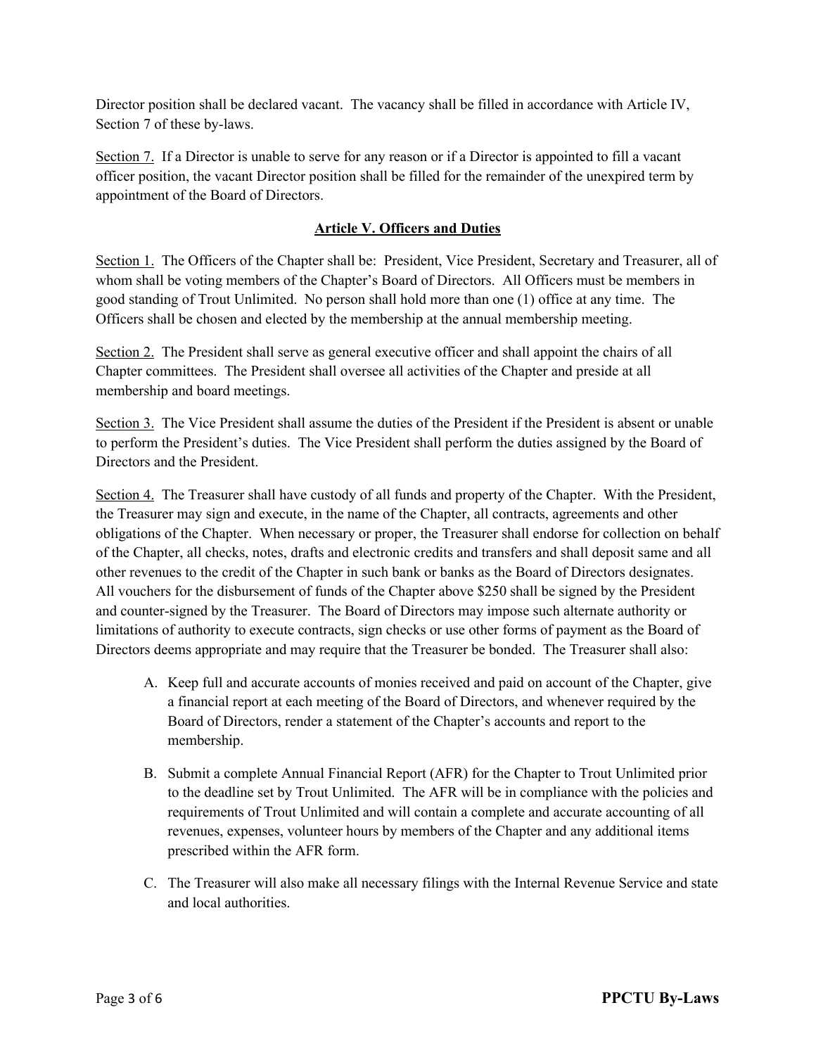Director position shall be declared vacant. The vacancy shall be filled in accordance with Article IV, Section 7 of these by-laws.

Section 7. If a Director is unable to serve for any reason or if a Director is appointed to fill a vacant officer position, the vacant Director position shall be filled for the remainder of the unexpired term by appointment of the Board of Directors.

## Article V. Officers and Duties

Section 1. The Officers of the Chapter shall be: President, Vice President, Secretary and Treasurer, all of whom shall be voting members of the Chapter's Board of Directors. All Officers must be members in good standing of Trout Unlimited. No person shall hold more than one (1) office at any time. The Officers shall be chosen and elected by the membership at the annual membership meeting.

Section 2. The President shall serve as general executive officer and shall appoint the chairs of all Chapter committees. The President shall oversee all activities of the Chapter and preside at all membership and board meetings.

Section 3. The Vice President shall assume the duties of the President if the President is absent or unable to perform the President's duties. The Vice President shall perform the duties assigned by the Board of Directors and the President.

Section 4. The Treasurer shall have custody of all funds and property of the Chapter. With the President, the Treasurer may sign and execute, in the name of the Chapter, all contracts, agreements and other obligations of the Chapter. When necessary or proper, the Treasurer shall endorse for collection on behalf of the Chapter, all checks, notes, drafts and electronic credits and transfers and shall deposit same and all other revenues to the credit of the Chapter in such bank or banks as the Board of Directors designates. All vouchers for the disbursement of funds of the Chapter above $250 shall be signed by the President and counter-signed by the Treasurer. The Board of Directors may impose such alternate authority or limitations of authority to execute contracts, sign checks or use other forms of payment as the Board of Directors deems appropriate and may require that the Treasurer be bonded. The Treasurer shall also:

A. Keep full and accurate accounts of monies received and paid on account of the Chapter, give a financial report at each meeting of the Board of Directors, and whenever required by the Board of Directors, render a statement of the Chapter's accounts and report to the membership.

B. Submit a complete Annual Financial Report (AFR) for the Chapter to Trout Unlimited prior to the deadline set by Trout Unlimited. The AFR will be in compliance with the policies and requirements of Trout Unlimited and will contain a complete and accurate accounting of all revenues, expenses, volunteer hours by members of the Chapter and any additional items prescribed within the AFR form.

C. The Treasurer will also make all necessary filings with the Internal Revenue Service and state and local authorities.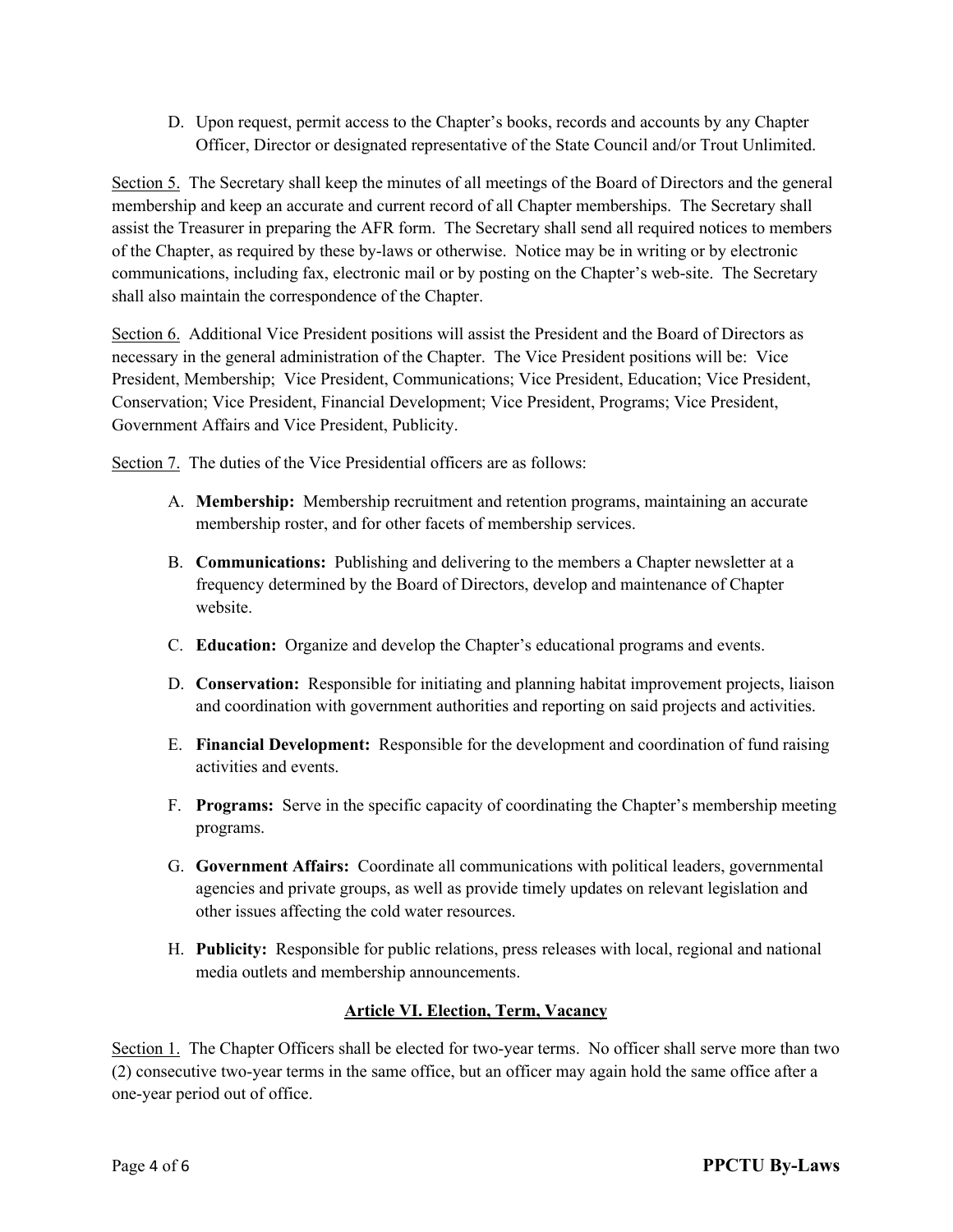D. Upon request, permit access to the Chapter's books, records and accounts by any Chapter Officer, Director or designated representative of the State Council and/or Trout Unlimited.

Section 5. The Secretary shall keep the minutes of all meetings of the Board of Directors and the general membership and keep an accurate and current record of all Chapter memberships. The Secretary shall assist the Treasurer in preparing the AFR form. The Secretary shall send all required notices to members of the Chapter, as required by these by-laws or otherwise. Notice may be in writing or by electronic communications, including fax, electronic mail or by posting on the Chapter's web-site. The Secretary shall also maintain the correspondence of the Chapter.

Section 6. Additional Vice President positions will assist the President and the Board of Directors as necessary in the general administration of the Chapter. The Vice President positions will be: Vice President, Membership; Vice President, Communications; Vice President, Education; Vice President, Conservation; Vice President, Financial Development; Vice President, Programs; Vice President, Government Affairs and Vice President, Publicity.

Section 7. The duties of the Vice Presidential officers are as follows:

A. **Membership:** Membership recruitment and retention programs, maintaining an accurate membership roster, and for other facets of membership services.

B. **Communications:** Publishing and delivering to the members a Chapter newsletter at a frequency determined by the Board of Directors, develop and maintenance of Chapter website.

C. **Education:** Organize and develop the Chapter's educational programs and events.

D. **Conservation:** Responsible for initiating and planning habitat improvement projects, liaison and coordination with government authorities and reporting on said projects and activities.

E. **Financial Development:** Responsible for the development and coordination of fund raising activities and events.

F. **Programs:** Serve in the specific capacity of coordinating the Chapter's membership meeting programs.

G. **Government Affairs:** Coordinate all communications with political leaders, governmental agencies and private groups, as well as provide timely updates on relevant legislation and other issues affecting the cold water resources.

H. **Publicity:** Responsible for public relations, press releases with local, regional and national media outlets and membership announcements.

## Article VI. Election, Term, Vacancy

Section 1. The Chapter Officers shall be elected for two-year terms. No officer shall serve more than two (2) consecutive two-year terms in the same office, but an officer may again hold the same office after a one-year period out of office.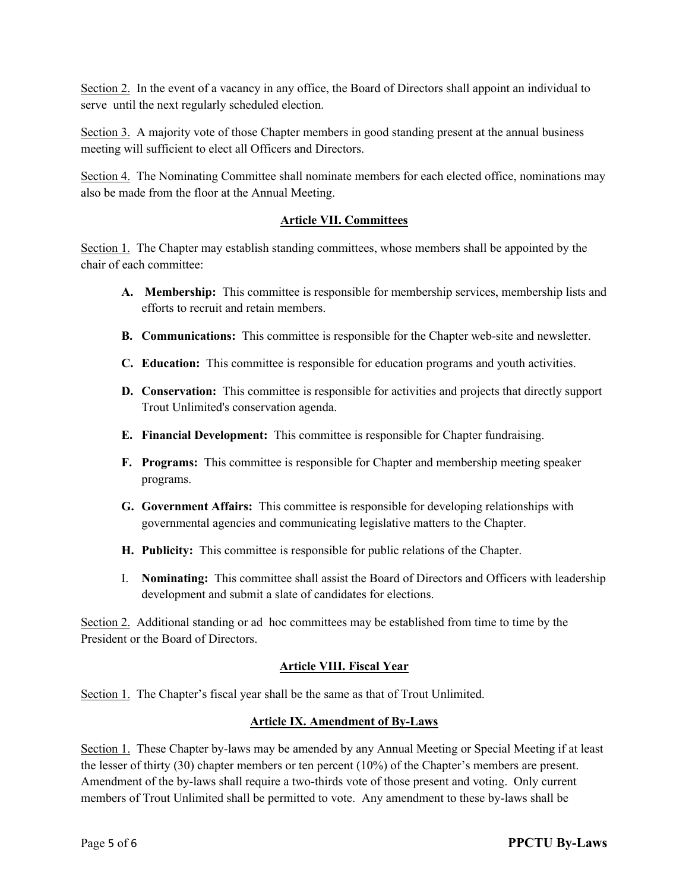Section 2. In the event of a vacancy in any office, the Board of Directors shall appoint an individual to serve until the next regularly scheduled election.

Section 3. A majority vote of those Chapter members in good standing present at the annual business meeting will sufficient to elect all Officers and Directors.

Section 4. The Nominating Committee shall nominate members for each elected office, nominations may also be made from the floor at the Annual Meeting.

## Article VII. Committees

Section 1. The Chapter may establish standing committees, whose members shall be appointed by the chair of each committee:

- **A. Membership:** This committee is responsible for membership services, membership lists and efforts to recruit and retain members.
- **B. Communications:** This committee is responsible for the Chapter web-site and newsletter.
- **C. Education:** This committee is responsible for education programs and youth activities.
- **D. Conservation:** This committee is responsible for activities and projects that directly support Trout Unlimited's conservation agenda.
- **E. Financial Development:** This committee is responsible for Chapter fundraising.
- **F. Programs:** This committee is responsible for Chapter and membership meeting speaker programs.
- **G. Government Affairs:** This committee is responsible for developing relationships with governmental agencies and communicating legislative matters to the Chapter.
- **H. Publicity:** This committee is responsible for public relations of the Chapter.
- I. **Nominating:** This committee shall assist the Board of Directors and Officers with leadership development and submit a slate of candidates for elections.

Section 2. Additional standing or ad hoc committees may be established from time to time by the President or the Board of Directors.

## Article VIII. Fiscal Year

Section 1. The Chapter's fiscal year shall be the same as that of Trout Unlimited.

## Article IX. Amendment of By-Laws

Section 1. These Chapter by-laws may be amended by any Annual Meeting or Special Meeting if at least the lesser of thirty (30) chapter members or ten percent (10%) of the Chapter's members are present. Amendment of the by-laws shall require a two-thirds vote of those present and voting. Only current members of Trout Unlimited shall be permitted to vote. Any amendment to these by-laws shall be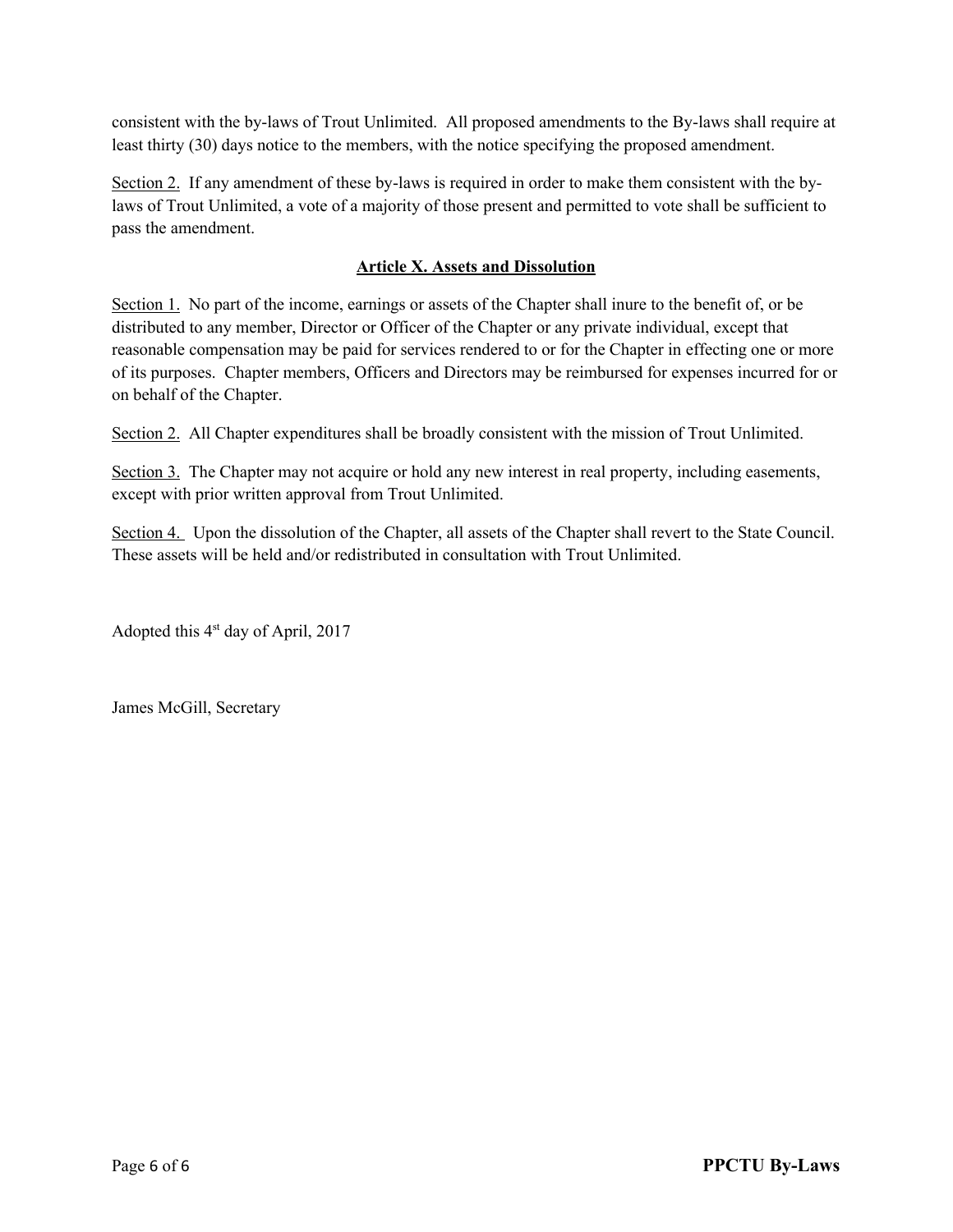consistent with the by-laws of Trout Unlimited. All proposed amendments to the By-laws shall require at least thirty (30) days notice to the members, with the notice specifying the proposed amendment.

Section 2. If any amendment of these by-laws is required in order to make them consistent with the by-laws of Trout Unlimited, a vote of a majority of those present and permitted to vote shall be sufficient to pass the amendment.

## Article X. Assets and Dissolution

Section 1. No part of the income, earnings or assets of the Chapter shall inure to the benefit of, or be distributed to any member, Director or Officer of the Chapter or any private individual, except that reasonable compensation may be paid for services rendered to or for the Chapter in effecting one or more of its purposes. Chapter members, Officers and Directors may be reimbursed for expenses incurred for or on behalf of the Chapter.

Section 2. All Chapter expenditures shall be broadly consistent with the mission of Trout Unlimited.

Section 3. The Chapter may not acquire or hold any new interest in real property, including easements, except with prior written approval from Trout Unlimited.

Section 4. Upon the dissolution of the Chapter, all assets of the Chapter shall revert to the State Council. These assets will be held and/or redistributed in consultation with Trout Unlimited.

Adopted this 4st day of April, 2017

James McGill, Secretary